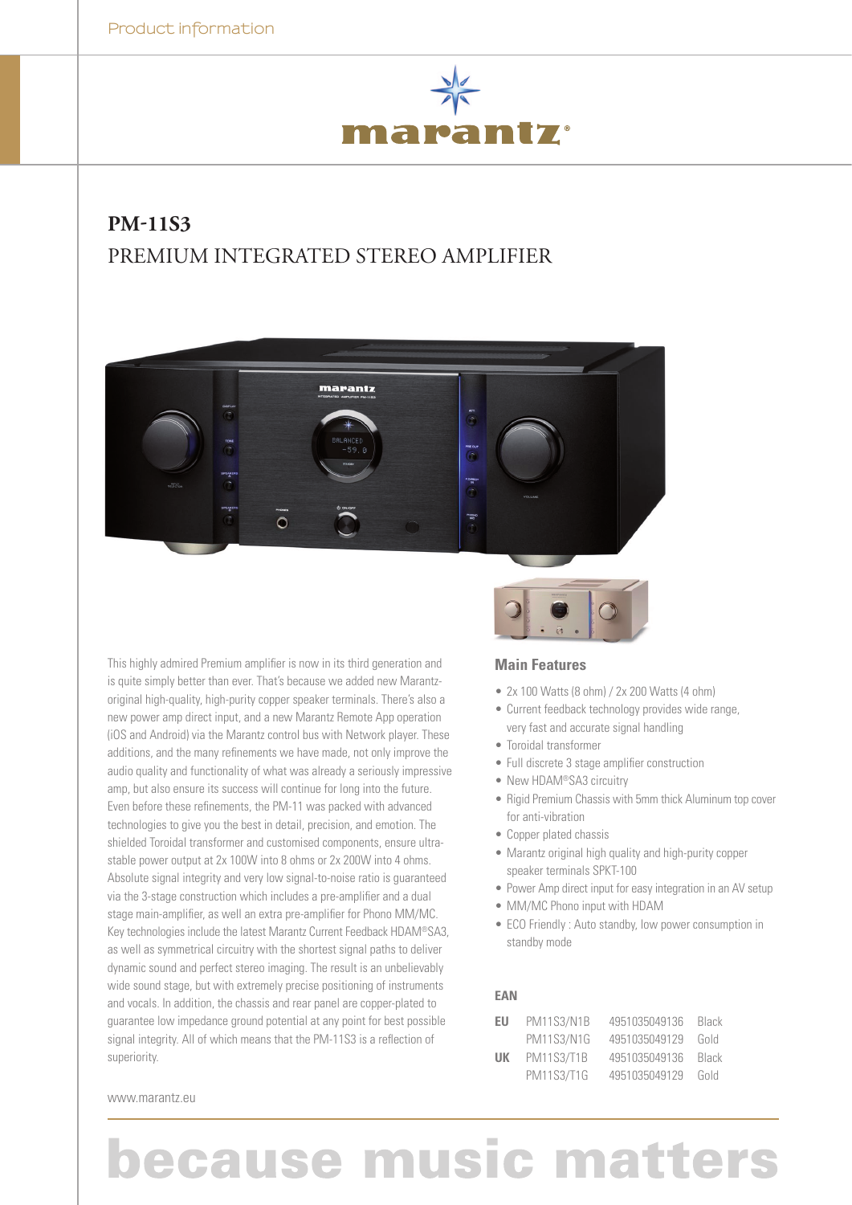Product information

marantz®

# PM-11S3

## PREMIUM INTEGRATED STEREO AMPLIFIER

This highly admired Premium amplifier is now in its third generation and is quite simply better than ever. That's because we added new Marantz-original high-quality, high-purity copper speaker terminals. There's also a new power amp direct input, and a new Marantz Remote App operation (iOS and Android) via the Marantz control bus with Network player. These additions, and the many refinements we have made, not only improve the audio quality and functionality of what was already a seriously impressive amp, but also ensure its success will continue for long into the future. Even before these refinements, the PM-11 was packed with advanced technologies to give you the best in detail, precision, and emotion. The shielded Toroidal transformer and customised components, ensure ultra-stable power output at 2x 100W into 8 ohms or 2x 200W into 4 ohms. Absolute signal integrity and very low signal-to-noise ratio is guaranteed via the 3-stage construction which includes a pre-amplifier and a dual stage main-amplifier, as well an extra pre-amplifier for Phono MM/MC. Key technologies include the latest Marantz Current Feedback HDAM®SA3, as well as symmetrical circuitry with the shortest signal paths to deliver dynamic sound and perfect stereo imaging. The result is an unbelievably wide sound stage, but with extremely precise positioning of instruments and vocals. In addition, the chassis and rear panel are copper-plated to guarantee low impedance ground potential at any point for best possible signal integrity. All of which means that the PM-11S3 is a reflection of superiority.

### Main Features

- 2x 100 Watts (8 ohm) / 2x 200 Watts (4 ohm)
- Current feedback technology provides wide range, very fast and accurate signal handling
- Toroidal transformer
- Full discrete 3 stage amplifier construction
- New HDAM®SA3 circuitry
- Rigid Premium Chassis with 5mm thick Aluminum top cover for anti-vibration
- Copper plated chassis
- Marantz original high quality and high-purity copper speaker terminals SPKT-100
- Power Amp direct input for easy integration in an AV setup
- MM/MC Phono input with HDAM
- ECO Friendly : Auto standby, low power consumption in standby mode

### EAN

| | | | |
|---|---|---|---|
| **EU** | PM11S3/N1B | 4951035049136 | Black |
| | PM11S3/N1G | 4951035049129 | Gold |
| **UK** | PM11S3/T1B | 4951035049136 | Black |
| | PM11S3/T1G | 4951035049129 | Gold |

www.marantz.eu

because music matters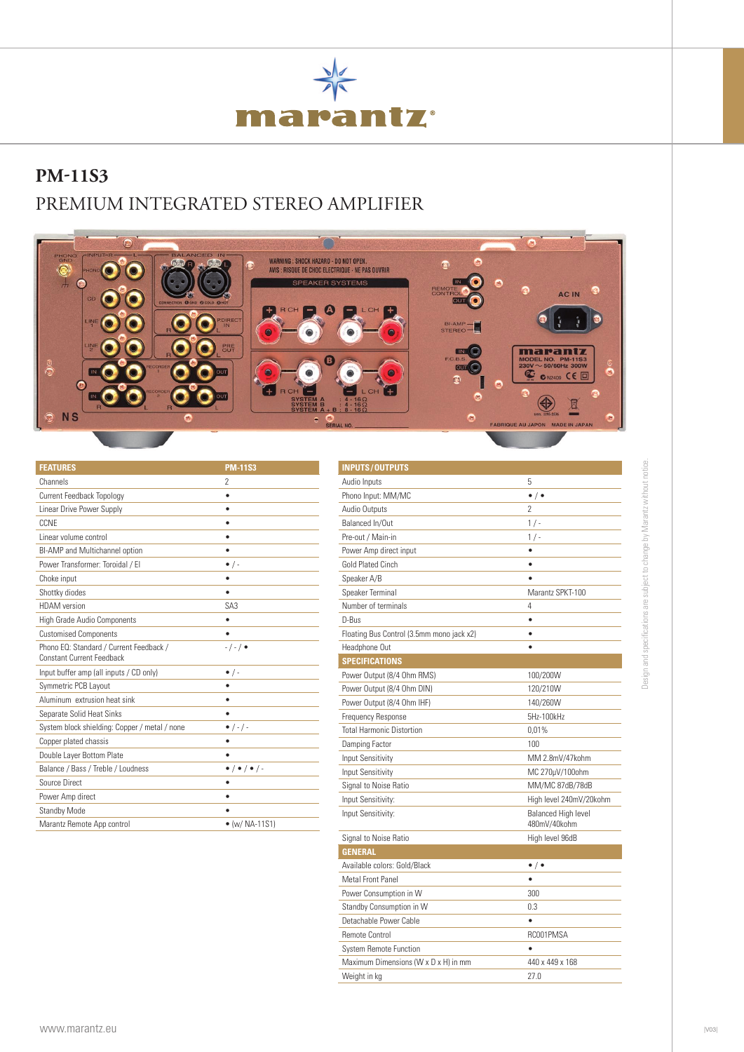marantz

# PM-11S3

## PREMIUM INTEGRATED STEREO AMPLIFIER

| FEATURES | PM-11S3 |
|---|---|
| Channels | 2 |
| Current Feedback Topology | • |
| Linear Drive Power Supply | • |
| CCNE | • |
| Linear volume control | • |
| BI-AMP and Multichannel option | • |
| Power Transformer: Toroidal / EI | • / - |
| Choke input | • |
| Shottky diodes | • |
| HDAM version | SA3 |
| High Grade Audio Components | • |
| Customised Components | • |
| Phono EQ: Standard / Current Feedback / Constant Current Feedback | - / - / • |
| Input buffer amp (all inputs / CD only) | • / - |
| Symmetric PCB Layout | • |
| Aluminum extrusion heat sink | • |
| Separate Solid Heat Sinks | • |
| System block shielding: Copper / metal / none | • / - / - |
| Copper plated chassis | • |
| Double Layer Bottom Plate | • |
| Balance / Bass / Treble / Loudness | • / • / • / - |
| Source Direct | • |
| Power Amp direct | • |
| Standby Mode | • |
| Marantz Remote App control | • (w/ NA-11S1) |

| INPUTS/OUTPUTS | |
|---|---|
| Audio Inputs | 5 |
| Phono Input: MM/MC | • / • |
| Audio Outputs | 2 |
| Balanced In/Out | 1 / - |
| Pre-out / Main-in | 1 / - |
| Power Amp direct input | • |
| Gold Plated Cinch | • |
| Speaker A/B | • |
| Speaker Terminal | Marantz SPKT-100 |
| Number of terminals | 4 |
| D-Bus | • |
| Floating Bus Control (3.5mm mono jack x2) | • |
| Headphone Out | • |
| **SPECIFICATIONS** | |
| Power Output (8/4 Ohm RMS) | 100/200W |
| Power Output (8/4 Ohm DIN) | 120/210W |
| Power Output (8/4 Ohm IHF) | 140/260W |
| Frequency Response | 5Hz-100kHz |
| Total Harmonic Distortion | 0,01% |
| Damping Factor | 100 |
| Input Sensitivity | MM 2.8mV/47kohm |
| Input Sensitivity | MC 270µV/100ohm |
| Signal to Noise Ratio | MM/MC 87dB/78dB |
| Input Sensitivity: | High level 240mV/20kohm |
| Input Sensitivity: | Balanced High level 480mV/40kohm |
| Signal to Noise Ratio | High level 96dB |
| **GENERAL** | |
| Available colors: Gold/Black | • / • |
| Metal Front Panel | • |
| Power Consumption in W | 300 |
| Standby Consumption in W | 0.3 |
| Detachable Power Cable | • |
| Remote Control | RC001PMSA |
| System Remote Function | • |
| Maximum Dimensions (W x D x H) in mm | 440 x 449 x 168 |
| Weight in kg | 27.0 |

Design and specifications are subject to change by Marantz without notice.

www.marantz.eu